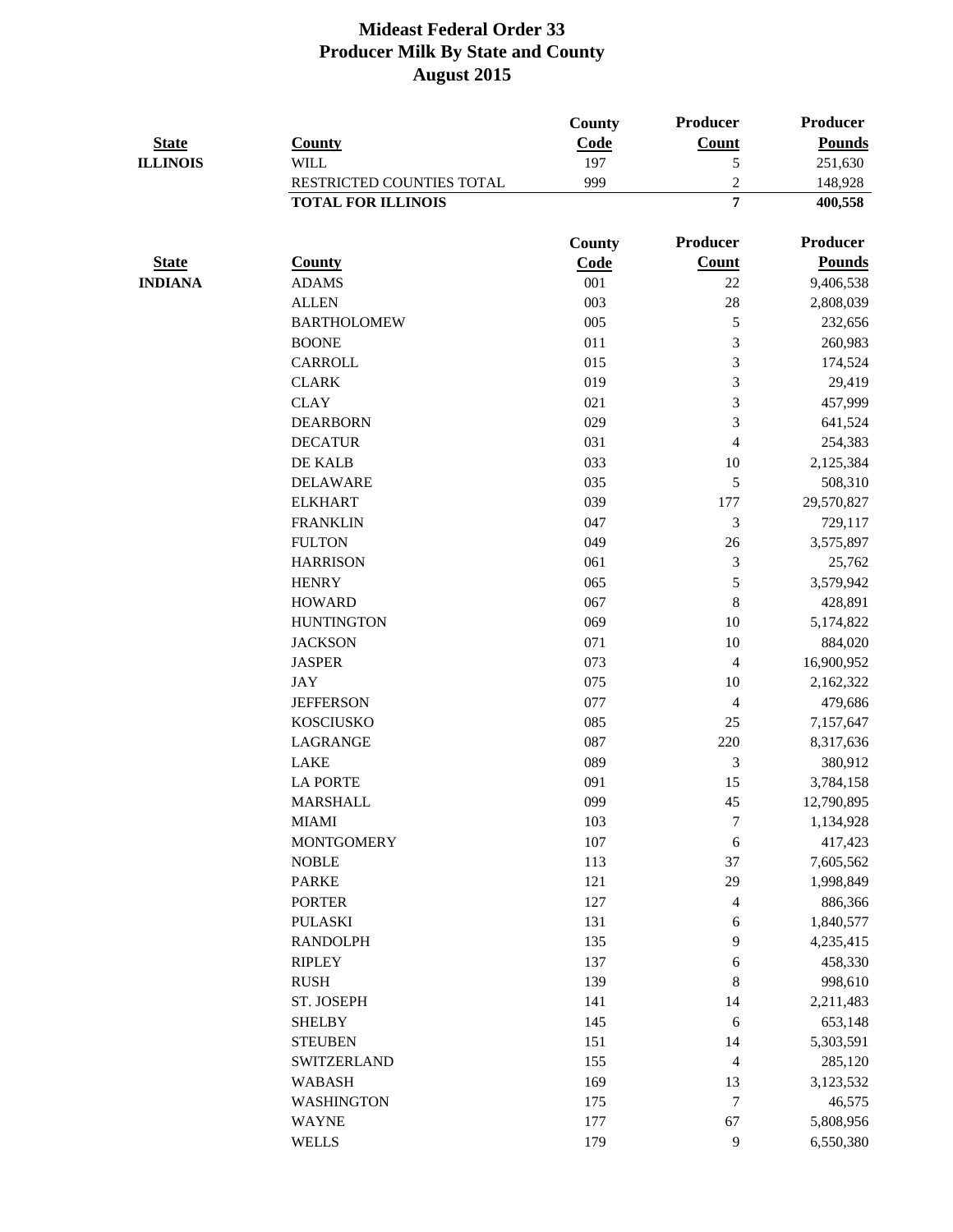# Mideast Federal Order 33
## Producer Milk By State and County
## August 2015

| State | County | County Code | Producer Count | Producer Pounds |
|---|---|---|---|---|
| **ILLINOIS** | WILL | 197 | 5 | 251,630 |
| | RESTRICTED COUNTIES TOTAL | 999 | 2 | 148,928 |
| | **TOTAL FOR ILLINOIS** | | **7** | **400,558** |

| State | County | County Code | Producer Count | Producer Pounds |
|---|---|---|---|---|
| **INDIANA** | ADAMS | 001 | 22 | 9,406,538 |
| | ALLEN | 003 | 28 | 2,808,039 |
| | BARTHOLOMEW | 005 | 5 | 232,656 |
| | BOONE | 011 | 3 | 260,983 |
| | CARROLL | 015 | 3 | 174,524 |
| | CLARK | 019 | 3 | 29,419 |
| | CLAY | 021 | 3 | 457,999 |
| | DEARBORN | 029 | 3 | 641,524 |
| | DECATUR | 031 | 4 | 254,383 |
| | DE KALB | 033 | 10 | 2,125,384 |
| | DELAWARE | 035 | 5 | 508,310 |
| | ELKHART | 039 | 177 | 29,570,827 |
| | FRANKLIN | 047 | 3 | 729,117 |
| | FULTON | 049 | 26 | 3,575,897 |
| | HARRISON | 061 | 3 | 25,762 |
| | HENRY | 065 | 5 | 3,579,942 |
| | HOWARD | 067 | 8 | 428,891 |
| | HUNTINGTON | 069 | 10 | 5,174,822 |
| | JACKSON | 071 | 10 | 884,020 |
| | JASPER | 073 | 4 | 16,900,952 |
| | JAY | 075 | 10 | 2,162,322 |
| | JEFFERSON | 077 | 4 | 479,686 |
| | KOSCIUSKO | 085 | 25 | 7,157,647 |
| | LAGRANGE | 087 | 220 | 8,317,636 |
| | LAKE | 089 | 3 | 380,912 |
| | LA PORTE | 091 | 15 | 3,784,158 |
| | MARSHALL | 099 | 45 | 12,790,895 |
| | MIAMI | 103 | 7 | 1,134,928 |
| | MONTGOMERY | 107 | 6 | 417,423 |
| | NOBLE | 113 | 37 | 7,605,562 |
| | PARKE | 121 | 29 | 1,998,849 |
| | PORTER | 127 | 4 | 886,366 |
| | PULASKI | 131 | 6 | 1,840,577 |
| | RANDOLPH | 135 | 9 | 4,235,415 |
| | RIPLEY | 137 | 6 | 458,330 |
| | RUSH | 139 | 8 | 998,610 |
| | ST. JOSEPH | 141 | 14 | 2,211,483 |
| | SHELBY | 145 | 6 | 653,148 |
| | STEUBEN | 151 | 14 | 5,303,591 |
| | SWITZERLAND | 155 | 4 | 285,120 |
| | WABASH | 169 | 13 | 3,123,532 |
| | WASHINGTON | 175 | 7 | 46,575 |
| | WAYNE | 177 | 67 | 5,808,956 |
| | WELLS | 179 | 9 | 6,550,380 |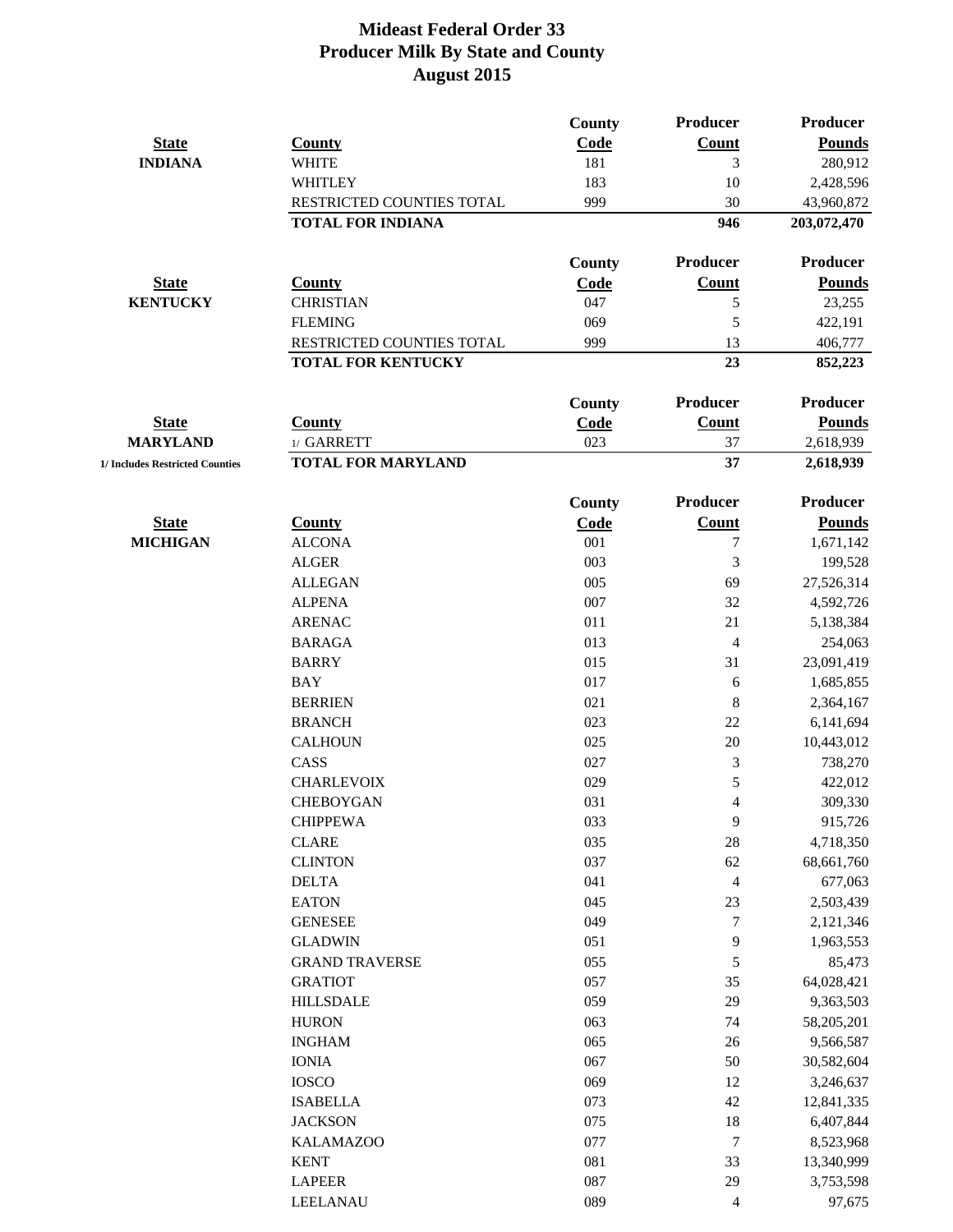# Mideast Federal Order 33
## Producer Milk By State and County
## August 2015

| State | County | County Code | Producer Count | Producer Pounds |
|---|---|---|---|---|
| INDIANA | WHITE | 181 | 3 | 280,912 |
| | WHITLEY | 183 | 10 | 2,428,596 |
| | RESTRICTED COUNTIES TOTAL | 999 | 30 | 43,960,872 |
| | **TOTAL FOR INDIANA** | | **946** | **203,072,470** |

| State | County | County Code | Producer Count | Producer Pounds |
|---|---|---|---|---|
| KENTUCKY | CHRISTIAN | 047 | 5 | 23,255 |
| | FLEMING | 069 | 5 | 422,191 |
| | RESTRICTED COUNTIES TOTAL | 999 | 13 | 406,777 |
| | **TOTAL FOR KENTUCKY** | | **23** | **852,223** |

| State | County | County Code | Producer Count | Producer Pounds |
|---|---|---|---|---|
| MARYLAND | 1/ GARRETT | 023 | 37 | 2,618,939 |
| 1/ Includes Restricted Counties | **TOTAL FOR MARYLAND** | | **37** | **2,618,939** |

| State | County | County Code | Producer Count | Producer Pounds |
|---|---|---|---|---|
| MICHIGAN | ALCONA | 001 | 7 | 1,671,142 |
| | ALGER | 003 | 3 | 199,528 |
| | ALLEGAN | 005 | 69 | 27,526,314 |
| | ALPENA | 007 | 32 | 4,592,726 |
| | ARENAC | 011 | 21 | 5,138,384 |
| | BARAGA | 013 | 4 | 254,063 |
| | BARRY | 015 | 31 | 23,091,419 |
| | BAY | 017 | 6 | 1,685,855 |
| | BERRIEN | 021 | 8 | 2,364,167 |
| | BRANCH | 023 | 22 | 6,141,694 |
| | CALHOUN | 025 | 20 | 10,443,012 |
| | CASS | 027 | 3 | 738,270 |
| | CHARLEVOIX | 029 | 5 | 422,012 |
| | CHEBOYGAN | 031 | 4 | 309,330 |
| | CHIPPEWA | 033 | 9 | 915,726 |
| | CLARE | 035 | 28 | 4,718,350 |
| | CLINTON | 037 | 62 | 68,661,760 |
| | DELTA | 041 | 4 | 677,063 |
| | EATON | 045 | 23 | 2,503,439 |
| | GENESEE | 049 | 7 | 2,121,346 |
| | GLADWIN | 051 | 9 | 1,963,553 |
| | GRAND TRAVERSE | 055 | 5 | 85,473 |
| | GRATIOT | 057 | 35 | 64,028,421 |
| | HILLSDALE | 059 | 29 | 9,363,503 |
| | HURON | 063 | 74 | 58,205,201 |
| | INGHAM | 065 | 26 | 9,566,587 |
| | IONIA | 067 | 50 | 30,582,604 |
| | IOSCO | 069 | 12 | 3,246,637 |
| | ISABELLA | 073 | 42 | 12,841,335 |
| | JACKSON | 075 | 18 | 6,407,844 |
| | KALAMAZOO | 077 | 7 | 8,523,968 |
| | KENT | 081 | 33 | 13,340,999 |
| | LAPEER | 087 | 29 | 3,753,598 |
| | LEELANAU | 089 | 4 | 97,675 |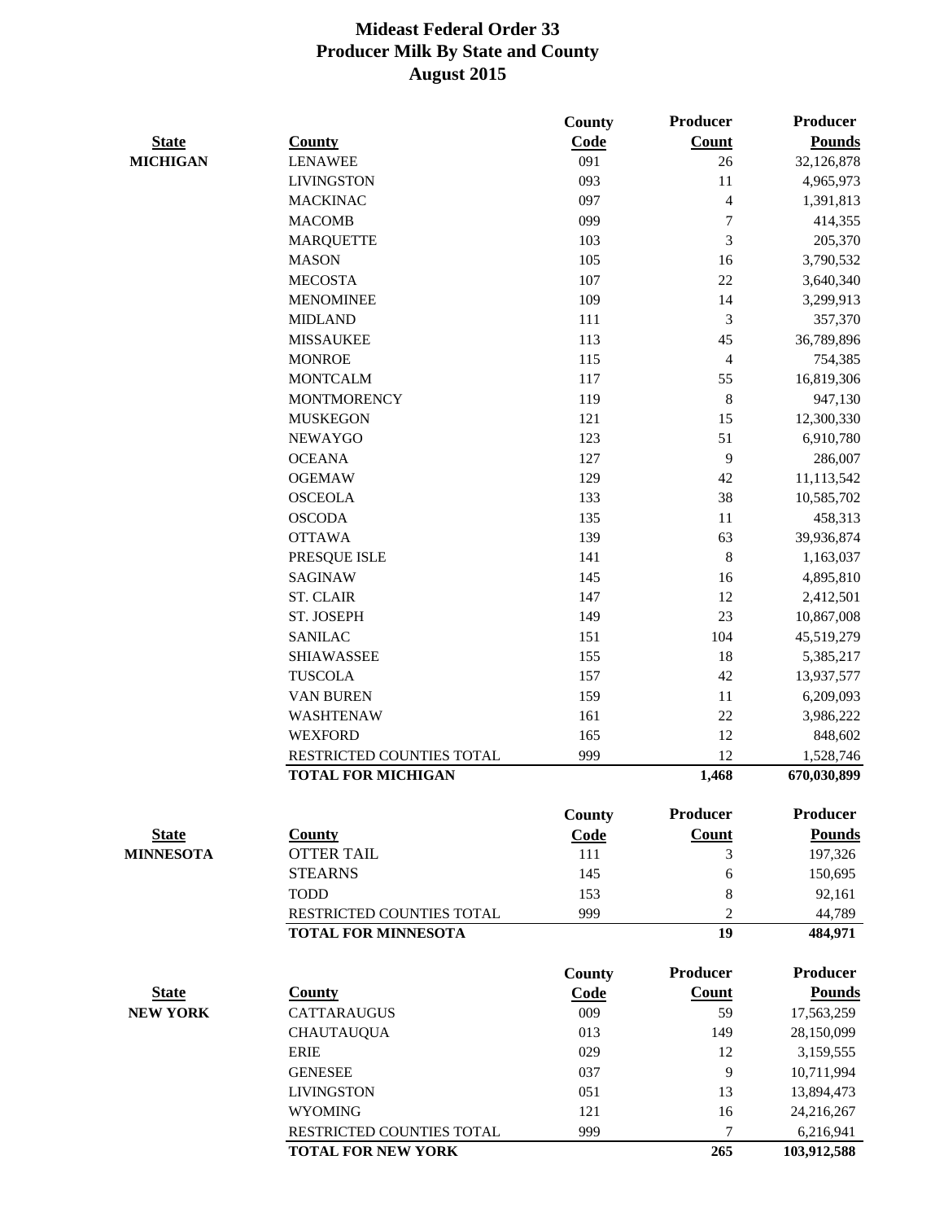# Mideast Federal Order 33
## Producer Milk By State and County
## August 2015

| State | County | County Code | Producer Count | Producer Pounds |
|---|---|---|---|---|
| MICHIGAN | LENAWEE | 091 | 26 | 32,126,878 |
| | LIVINGSTON | 093 | 11 | 4,965,973 |
| | MACKINAC | 097 | 4 | 1,391,813 |
| | MACOMB | 099 | 7 | 414,355 |
| | MARQUETTE | 103 | 3 | 205,370 |
| | MASON | 105 | 16 | 3,790,532 |
| | MECOSTA | 107 | 22 | 3,640,340 |
| | MENOMINEE | 109 | 14 | 3,299,913 |
| | MIDLAND | 111 | 3 | 357,370 |
| | MISSAUKEE | 113 | 45 | 36,789,896 |
| | MONROE | 115 | 4 | 754,385 |
| | MONTCALM | 117 | 55 | 16,819,306 |
| | MONTMORENCY | 119 | 8 | 947,130 |
| | MUSKEGON | 121 | 15 | 12,300,330 |
| | NEWAYGO | 123 | 51 | 6,910,780 |
| | OCEANA | 127 | 9 | 286,007 |
| | OGEMAW | 129 | 42 | 11,113,542 |
| | OSCEOLA | 133 | 38 | 10,585,702 |
| | OSCODA | 135 | 11 | 458,313 |
| | OTTAWA | 139 | 63 | 39,936,874 |
| | PRESQUE ISLE | 141 | 8 | 1,163,037 |
| | SAGINAW | 145 | 16 | 4,895,810 |
| | ST. CLAIR | 147 | 12 | 2,412,501 |
| | ST. JOSEPH | 149 | 23 | 10,867,008 |
| | SANILAC | 151 | 104 | 45,519,279 |
| | SHIAWASSEE | 155 | 18 | 5,385,217 |
| | TUSCOLA | 157 | 42 | 13,937,577 |
| | VAN BUREN | 159 | 11 | 6,209,093 |
| | WASHTENAW | 161 | 22 | 3,986,222 |
| | WEXFORD | 165 | 12 | 848,602 |
| | RESTRICTED COUNTIES TOTAL | 999 | 12 | 1,528,746 |
| | **TOTAL FOR MICHIGAN** | | **1,468** | **670,030,899** |

| State | County | County Code | Producer Count | Producer Pounds |
|---|---|---|---|---|
| MINNESOTA | OTTER TAIL | 111 | 3 | 197,326 |
| | STEARNS | 145 | 6 | 150,695 |
| | TODD | 153 | 8 | 92,161 |
| | RESTRICTED COUNTIES TOTAL | 999 | 2 | 44,789 |
| | **TOTAL FOR MINNESOTA** | | **19** | **484,971** |

| State | County | County Code | Producer Count | Producer Pounds |
|---|---|---|---|---|
| NEW YORK | CATTARAUGUS | 009 | 59 | 17,563,259 |
| | CHAUTAUQUA | 013 | 149 | 28,150,099 |
| | ERIE | 029 | 12 | 3,159,555 |
| | GENESEE | 037 | 9 | 10,711,994 |
| | LIVINGSTON | 051 | 13 | 13,894,473 |
| | WYOMING | 121 | 16 | 24,216,267 |
| | RESTRICTED COUNTIES TOTAL | 999 | 7 | 6,216,941 |
| | **TOTAL FOR NEW YORK** | | **265** | **103,912,588** |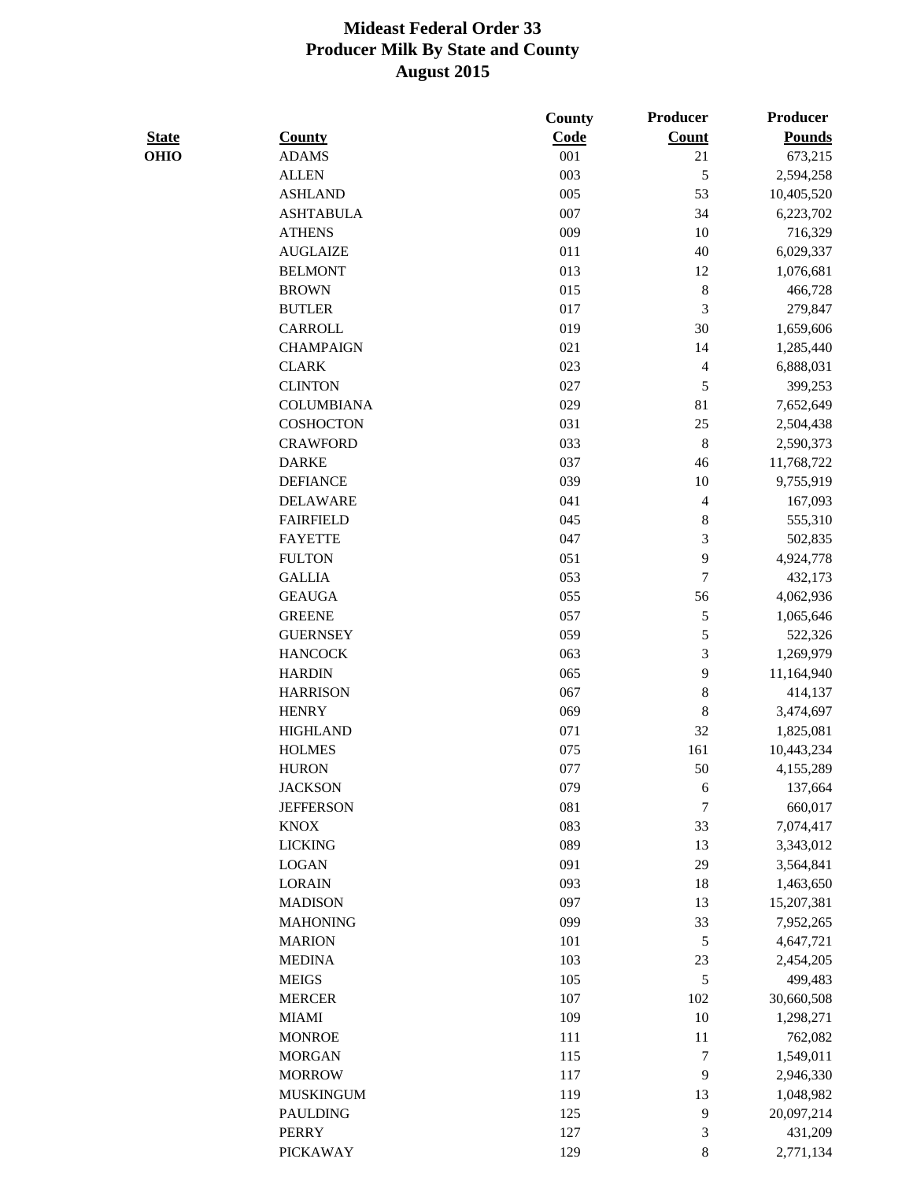# Mideast Federal Order 33
## Producer Milk By State and County
## August 2015

| State | County | County Code | Producer Count | Producer Pounds |
|---|---|---|---|---|
| OHIO | ADAMS | 001 | 21 | 673,215 |
| | ALLEN | 003 | 5 | 2,594,258 |
| | ASHLAND | 005 | 53 | 10,405,520 |
| | ASHTABULA | 007 | 34 | 6,223,702 |
| | ATHENS | 009 | 10 | 716,329 |
| | AUGLAIZE | 011 | 40 | 6,029,337 |
| | BELMONT | 013 | 12 | 1,076,681 |
| | BROWN | 015 | 8 | 466,728 |
| | BUTLER | 017 | 3 | 279,847 |
| | CARROLL | 019 | 30 | 1,659,606 |
| | CHAMPAIGN | 021 | 14 | 1,285,440 |
| | CLARK | 023 | 4 | 6,888,031 |
| | CLINTON | 027 | 5 | 399,253 |
| | COLUMBIANA | 029 | 81 | 7,652,649 |
| | COSHOCTON | 031 | 25 | 2,504,438 |
| | CRAWFORD | 033 | 8 | 2,590,373 |
| | DARKE | 037 | 46 | 11,768,722 |
| | DEFIANCE | 039 | 10 | 9,755,919 |
| | DELAWARE | 041 | 4 | 167,093 |
| | FAIRFIELD | 045 | 8 | 555,310 |
| | FAYETTE | 047 | 3 | 502,835 |
| | FULTON | 051 | 9 | 4,924,778 |
| | GALLIA | 053 | 7 | 432,173 |
| | GEAUGA | 055 | 56 | 4,062,936 |
| | GREENE | 057 | 5 | 1,065,646 |
| | GUERNSEY | 059 | 5 | 522,326 |
| | HANCOCK | 063 | 3 | 1,269,979 |
| | HARDIN | 065 | 9 | 11,164,940 |
| | HARRISON | 067 | 8 | 414,137 |
| | HENRY | 069 | 8 | 3,474,697 |
| | HIGHLAND | 071 | 32 | 1,825,081 |
| | HOLMES | 075 | 161 | 10,443,234 |
| | HURON | 077 | 50 | 4,155,289 |
| | JACKSON | 079 | 6 | 137,664 |
| | JEFFERSON | 081 | 7 | 660,017 |
| | KNOX | 083 | 33 | 7,074,417 |
| | LICKING | 089 | 13 | 3,343,012 |
| | LOGAN | 091 | 29 | 3,564,841 |
| | LORAIN | 093 | 18 | 1,463,650 |
| | MADISON | 097 | 13 | 15,207,381 |
| | MAHONING | 099 | 33 | 7,952,265 |
| | MARION | 101 | 5 | 4,647,721 |
| | MEDINA | 103 | 23 | 2,454,205 |
| | MEIGS | 105 | 5 | 499,483 |
| | MERCER | 107 | 102 | 30,660,508 |
| | MIAMI | 109 | 10 | 1,298,271 |
| | MONROE | 111 | 11 | 762,082 |
| | MORGAN | 115 | 7 | 1,549,011 |
| | MORROW | 117 | 9 | 2,946,330 |
| | MUSKINGUM | 119 | 13 | 1,048,982 |
| | PAULDING | 125 | 9 | 20,097,214 |
| | PERRY | 127 | 3 | 431,209 |
| | PICKAWAY | 129 | 8 | 2,771,134 |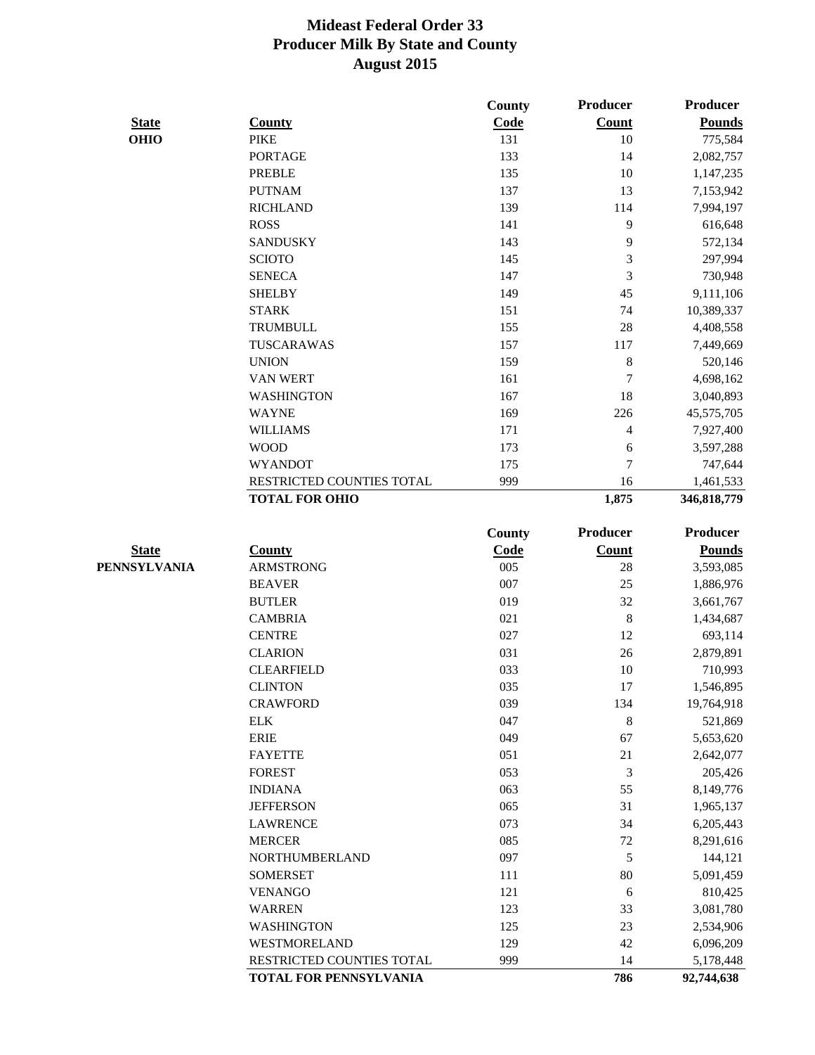# Mideast Federal Order 33
## Producer Milk By State and County
## August 2015

| State | County | County Code | Producer Count | Producer Pounds |
|---|---|---|---|---|
| OHIO | PIKE | 131 | 10 | 775,584 |
| | PORTAGE | 133 | 14 | 2,082,757 |
| | PREBLE | 135 | 10 | 1,147,235 |
| | PUTNAM | 137 | 13 | 7,153,942 |
| | RICHLAND | 139 | 114 | 7,994,197 |
| | ROSS | 141 | 9 | 616,648 |
| | SANDUSKY | 143 | 9 | 572,134 |
| | SCIOTO | 145 | 3 | 297,994 |
| | SENECA | 147 | 3 | 730,948 |
| | SHELBY | 149 | 45 | 9,111,106 |
| | STARK | 151 | 74 | 10,389,337 |
| | TRUMBULL | 155 | 28 | 4,408,558 |
| | TUSCARAWAS | 157 | 117 | 7,449,669 |
| | UNION | 159 | 8 | 520,146 |
| | VAN WERT | 161 | 7 | 4,698,162 |
| | WASHINGTON | 167 | 18 | 3,040,893 |
| | WAYNE | 169 | 226 | 45,575,705 |
| | WILLIAMS | 171 | 4 | 7,927,400 |
| | WOOD | 173 | 6 | 3,597,288 |
| | WYANDOT | 175 | 7 | 747,644 |
| | RESTRICTED COUNTIES TOTAL | 999 | 16 | 1,461,533 |
| | **TOTAL FOR OHIO** | | **1,875** | **346,818,779** |

| State | County | County Code | Producer Count | Producer Pounds |
|---|---|---|---|---|
| PENNSYLVANIA | ARMSTRONG | 005 | 28 | 3,593,085 |
| | BEAVER | 007 | 25 | 1,886,976 |
| | BUTLER | 019 | 32 | 3,661,767 |
| | CAMBRIA | 021 | 8 | 1,434,687 |
| | CENTRE | 027 | 12 | 693,114 |
| | CLARION | 031 | 26 | 2,879,891 |
| | CLEARFIELD | 033 | 10 | 710,993 |
| | CLINTON | 035 | 17 | 1,546,895 |
| | CRAWFORD | 039 | 134 | 19,764,918 |
| | ELK | 047 | 8 | 521,869 |
| | ERIE | 049 | 67 | 5,653,620 |
| | FAYETTE | 051 | 21 | 2,642,077 |
| | FOREST | 053 | 3 | 205,426 |
| | INDIANA | 063 | 55 | 8,149,776 |
| | JEFFERSON | 065 | 31 | 1,965,137 |
| | LAWRENCE | 073 | 34 | 6,205,443 |
| | MERCER | 085 | 72 | 8,291,616 |
| | NORTHUMBERLAND | 097 | 5 | 144,121 |
| | SOMERSET | 111 | 80 | 5,091,459 |
| | VENANGO | 121 | 6 | 810,425 |
| | WARREN | 123 | 33 | 3,081,780 |
| | WASHINGTON | 125 | 23 | 2,534,906 |
| | WESTMORELAND | 129 | 42 | 6,096,209 |
| | RESTRICTED COUNTIES TOTAL | 999 | 14 | 5,178,448 |
| | **TOTAL FOR PENNSYLVANIA** | | **786** | **92,744,638** |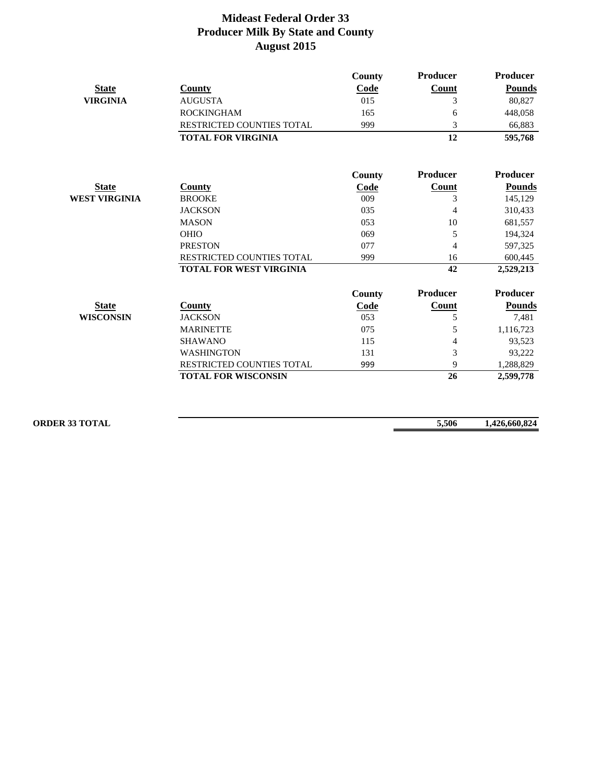# Mideast Federal Order 33
## Producer Milk By State and County
## August 2015

| State | County | County Code | Producer Count | Producer Pounds |
|---|---|---|---|---|
| VIRGINIA | AUGUSTA | 015 | 3 | 80,827 |
| | ROCKINGHAM | 165 | 6 | 448,058 |
| | RESTRICTED COUNTIES TOTAL | 999 | 3 | 66,883 |
| | **TOTAL FOR VIRGINIA** | | **12** | **595,768** |

| State | County | County Code | Producer Count | Producer Pounds |
|---|---|---|---|---|
| WEST VIRGINIA | BROOKE | 009 | 3 | 145,129 |
| | JACKSON | 035 | 4 | 310,433 |
| | MASON | 053 | 10 | 681,557 |
| | OHIO | 069 | 5 | 194,324 |
| | PRESTON | 077 | 4 | 597,325 |
| | RESTRICTED COUNTIES TOTAL | 999 | 16 | 600,445 |
| | **TOTAL FOR WEST VIRGINIA** | | **42** | **2,529,213** |

| State | County | County Code | Producer Count | Producer Pounds |
|---|---|---|---|---|
| WISCONSIN | JACKSON | 053 | 5 | 7,481 |
| | MARINETTE | 075 | 5 | 1,116,723 |
| | SHAWANO | 115 | 4 | 93,523 |
| | WASHINGTON | 131 | 3 | 93,222 |
| | RESTRICTED COUNTIES TOTAL | 999 | 9 | 1,288,829 |
| | **TOTAL FOR WISCONSIN** | | **26** | **2,599,778** |

| | | | | |
|---|---|---|---|---|
| **ORDER 33 TOTAL** | | | **5,506** | **1,426,660,824** |